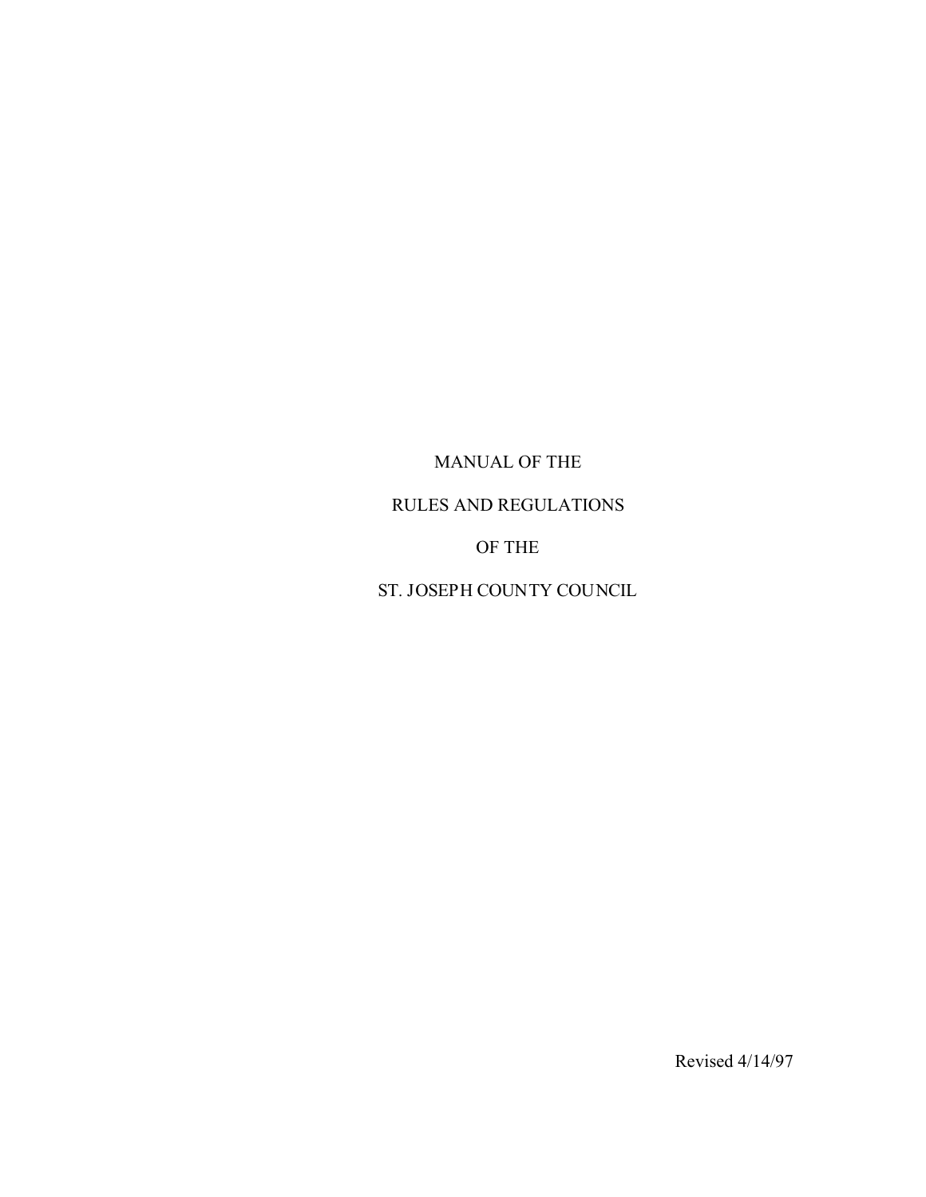# MANUAL OF THE

# RULES AND REGULATIONS

# OF THE

# ST. JOSEPH COUNTY COUNCIL

Revised 4/14/97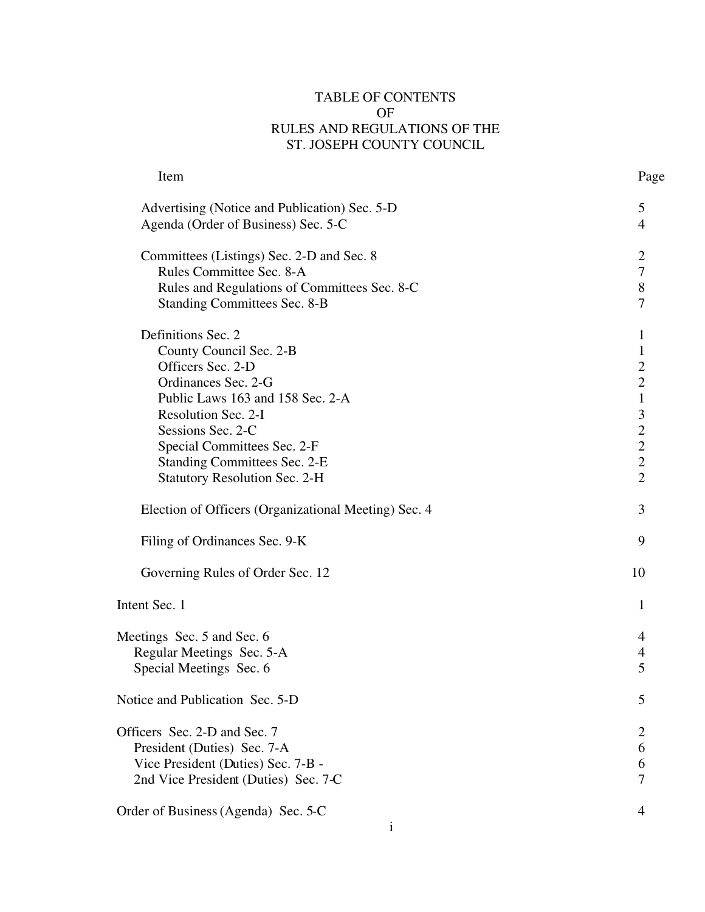# TABLE OF CONTENTS
# OF
# RULES AND REGULATIONS OF THE
# ST. JOSEPH COUNTY COUNCIL

| Item | Page |
| --- | --- |
| Advertising (Notice and Publication) Sec. 5-D | 5 |
| Agenda (Order of Business) Sec. 5-C | 4 |
| | |
| Committees (Listings) Sec. 2-D and Sec. 8 | 2 |
| Rules Committee Sec. 8-A | 7 |
| Rules and Regulations of Committees Sec. 8-C | 8 |
| Standing Committees Sec. 8-B | 7 |
| | |
| Definitions Sec. 2 | 1 |
| County Council Sec. 2-B | 1 |
| Officers Sec. 2-D | 2 |
| Ordinances Sec. 2-G | 2 |
| Public Laws 163 and 158 Sec. 2-A | 1 |
| Resolution Sec. 2-I | 3 |
| Sessions Sec. 2-C | 2 |
| Special Committees Sec. 2-F | 2 |
| Standing Committees Sec. 2-E | 2 |
| Statutory Resolution Sec. 2-H | 2 |
| | |
| Election of Officers (Organizational Meeting) Sec. 4 | 3 |
| | |
| Filing of Ordinances Sec. 9-K | 9 |
| | |
| Governing Rules of Order Sec. 12 | 10 |
| | |
| Intent Sec. 1 | 1 |
| | |
| Meetings Sec. 5 and Sec. 6 | 4 |
| Regular Meetings Sec. 5-A | 4 |
| Special Meetings Sec. 6 | 5 |
| | |
| Notice and Publication Sec. 5-D | 5 |
| | |
| Officers Sec. 2-D and Sec. 7 | 2 |
| President (Duties) Sec. 7-A | 6 |
| Vice President (Duties) Sec. 7-B - | 6 |
| 2nd Vice President (Duties) Sec. 7-C | 7 |
| | |
| Order of Business (Agenda) Sec. 5-C | 4 |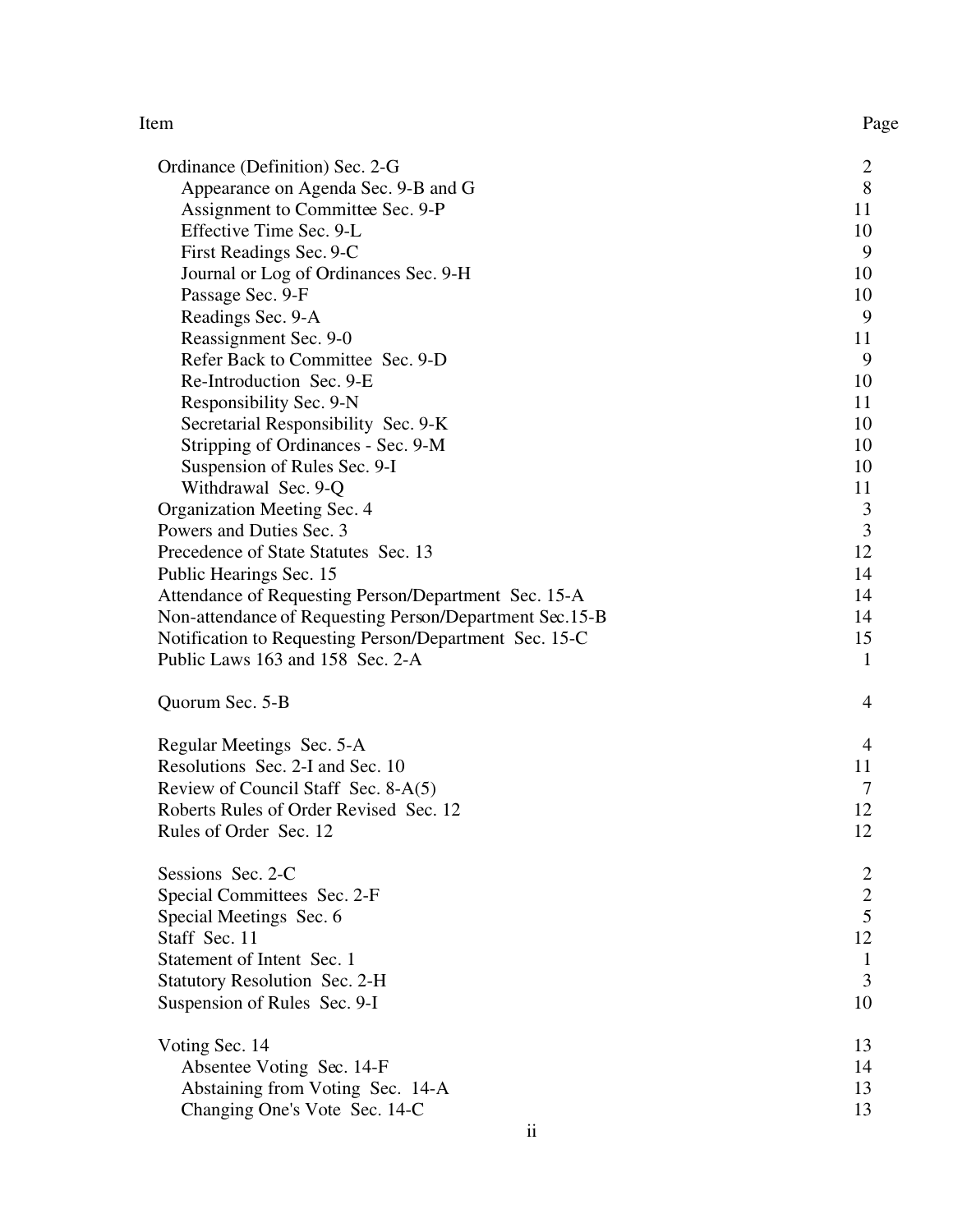| Item | Page |
| --- | --- |
| Ordinance (Definition) Sec. 2-G | 2 |
| Appearance on Agenda Sec. 9-B and G | 8 |
| Assignment to Committee Sec. 9-P | 11 |
| Effective Time Sec. 9-L | 10 |
| First Readings Sec. 9-C | 9 |
| Journal or Log of Ordinances Sec. 9-H | 10 |
| Passage Sec. 9-F | 10 |
| Readings Sec. 9-A | 9 |
| Reassignment Sec. 9-0 | 11 |
| Refer Back to Committee Sec. 9-D | 9 |
| Re-Introduction Sec. 9-E | 10 |
| Responsibility Sec. 9-N | 11 |
| Secretarial Responsibility Sec. 9-K | 10 |
| Stripping of Ordinances - Sec. 9-M | 10 |
| Suspension of Rules Sec. 9-I | 10 |
| Withdrawal Sec. 9-Q | 11 |
| Organization Meeting Sec. 4 | 3 |
| Powers and Duties Sec. 3 | 3 |
| Precedence of State Statutes Sec. 13 | 12 |
| Public Hearings Sec. 15 | 14 |
| Attendance of Requesting Person/Department Sec. 15-A | 14 |
| Non-attendance of Requesting Person/Department Sec.15-B | 14 |
| Notification to Requesting Person/Department Sec. 15-C | 15 |
| Public Laws 163 and 158 Sec. 2-A | 1 |
| Quorum Sec. 5-B | 4 |
| Regular Meetings Sec. 5-A | 4 |
| Resolutions Sec. 2-I and Sec. 10 | 11 |
| Review of Council Staff Sec. 8-A(5) | 7 |
| Roberts Rules of Order Revised Sec. 12 | 12 |
| Rules of Order Sec. 12 | 12 |
| Sessions Sec. 2-C | 2 |
| Special Committees Sec. 2-F | 2 |
| Special Meetings Sec. 6 | 5 |
| Staff Sec. 11 | 12 |
| Statement of Intent Sec. 1 | 1 |
| Statutory Resolution Sec. 2-H | 3 |
| Suspension of Rules Sec. 9-I | 10 |
| Voting Sec. 14 | 13 |
| Absentee Voting Sec. 14-F | 14 |
| Abstaining from Voting Sec. 14-A | 13 |
| Changing One's Vote Sec. 14-C | 13 |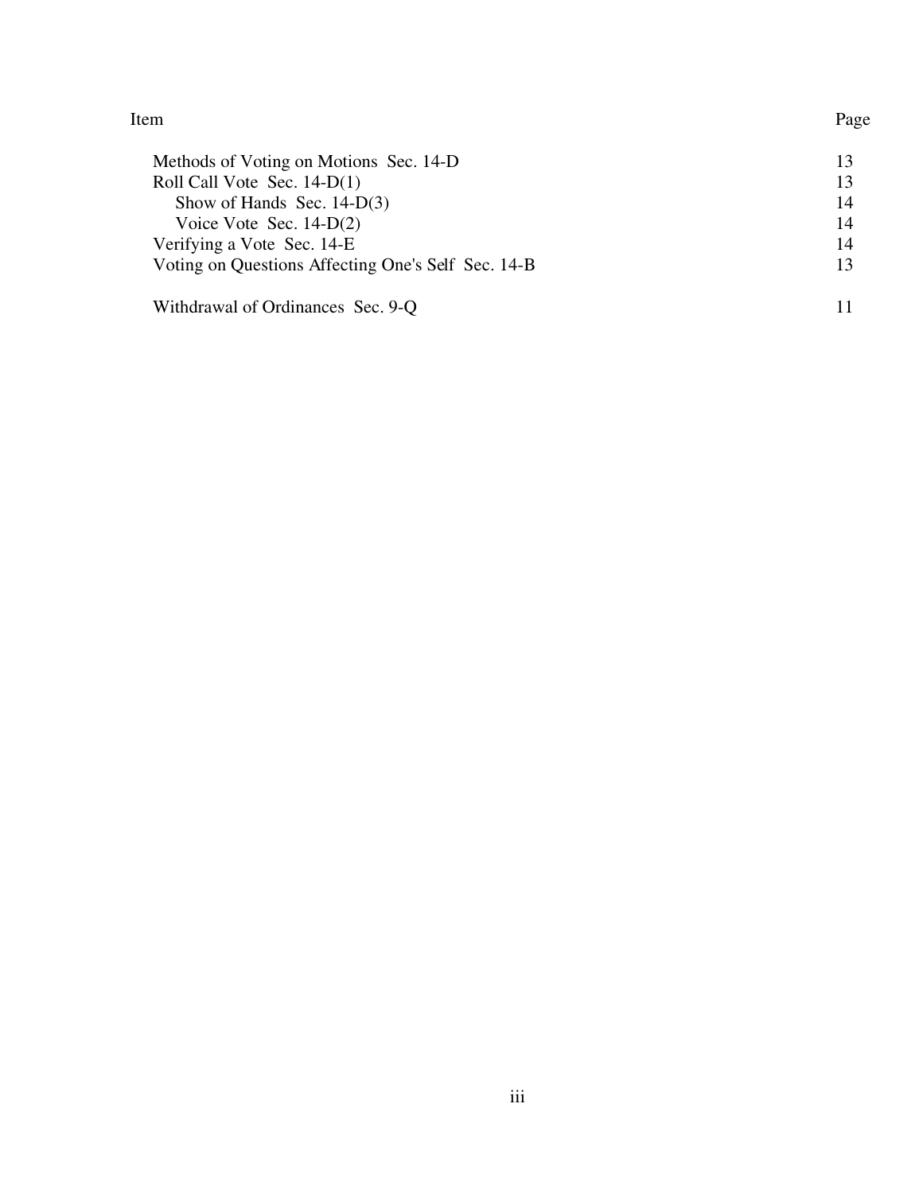| Item | Page |
|---|---|
| Methods of Voting on Motions  Sec. 14-D | 13 |
| Roll Call Vote  Sec. 14-D(1) | 13 |
|     Show of Hands  Sec. 14-D(3) | 14 |
|     Voice Vote  Sec. 14-D(2) | 14 |
| Verifying a Vote  Sec. 14-E | 14 |
| Voting on Questions Affecting One's Self  Sec. 14-B | 13 |
| | |
| Withdrawal of Ordinances  Sec. 9-Q | 11 |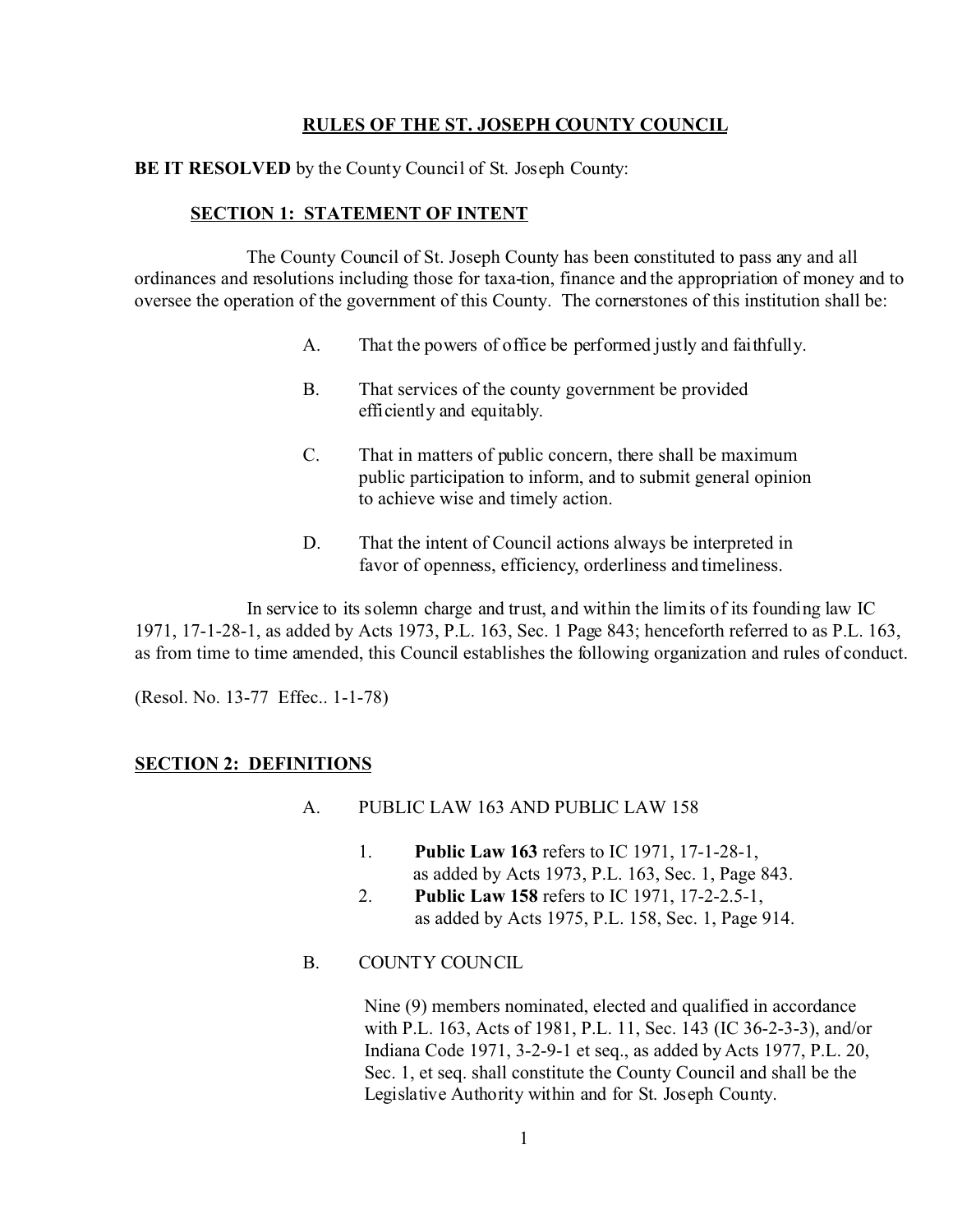# RULES OF THE ST. JOSEPH COUNTY COUNCIL

**BE IT RESOLVED** by the County Council of St. Joseph County:

## SECTION 1: STATEMENT OF INTENT

The County Council of St. Joseph County has been constituted to pass any and all ordinances and resolutions including those for taxa-tion, finance and the appropriation of money and to oversee the operation of the government of this County. The cornerstones of this institution shall be:

A. That the powers of office be performed justly and faithfully.

B. That services of the county government be provided efficiently and equitably.

C. That in matters of public concern, there shall be maximum public participation to inform, and to submit general opinion to achieve wise and timely action.

D. That the intent of Council actions always be interpreted in favor of openness, efficiency, orderliness and timeliness.

In service to its solemn charge and trust, and within the limits of its founding law IC 1971, 17-1-28-1, as added by Acts 1973, P.L. 163, Sec. 1 Page 843; henceforth referred to as P.L. 163, as from time to time amended, this Council establishes the following organization and rules of conduct.

(Resol. No. 13-77 Effec.. 1-1-78)

## SECTION 2: DEFINITIONS

A. PUBLIC LAW 163 AND PUBLIC LAW 158

1. **Public Law 163** refers to IC 1971, 17-1-28-1, as added by Acts 1973, P.L. 163, Sec. 1, Page 843.
2. **Public Law 158** refers to IC 1971, 17-2-2.5-1, as added by Acts 1975, P.L. 158, Sec. 1, Page 914.

B. COUNTY COUNCIL

Nine (9) members nominated, elected and qualified in accordance with P.L. 163, Acts of 1981, P.L. 11, Sec. 143 (IC 36-2-3-3), and/or Indiana Code 1971, 3-2-9-1 et seq., as added by Acts 1977, P.L. 20, Sec. 1, et seq. shall constitute the County Council and shall be the Legislative Authority within and for St. Joseph County.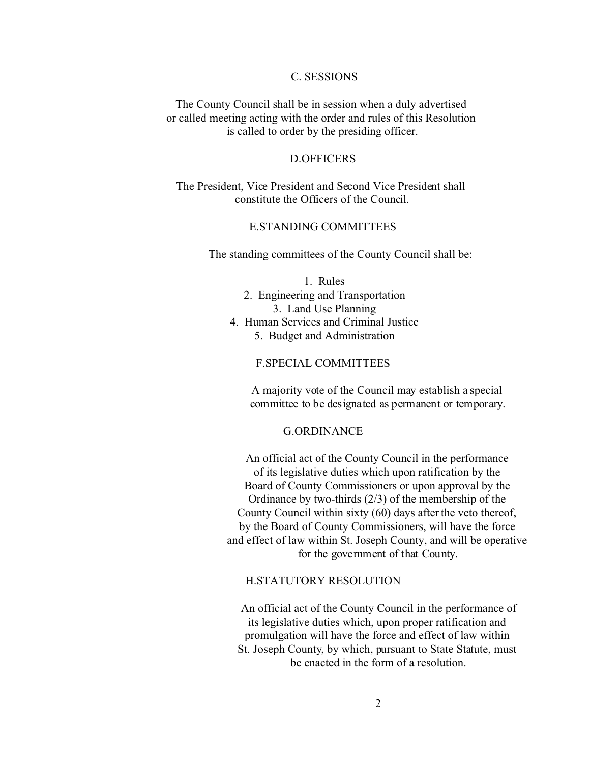### C. SESSIONS

The County Council shall be in session when a duly advertised or called meeting acting with the order and rules of this Resolution is called to order by the presiding officer.

### D.OFFICERS

The President, Vice President and Second Vice President shall constitute the Officers of the Council.

### E.STANDING COMMITTEES

The standing committees of the County Council shall be:

1. Rules
2. Engineering and Transportation
3. Land Use Planning
4. Human Services and Criminal Justice
5. Budget and Administration

### F.SPECIAL COMMITTEES

A majority vote of the Council may establish a special committee to be designated as permanent or temporary.

### G.ORDINANCE

An official act of the County Council in the performance of its legislative duties which upon ratification by the Board of County Commissioners or upon approval by the Ordinance by two-thirds (2/3) of the membership of the County Council within sixty (60) days after the veto thereof, by the Board of County Commissioners, will have the force and effect of law within St. Joseph County, and will be operative for the government of that County.

### H.STATUTORY RESOLUTION

An official act of the County Council in the performance of its legislative duties which, upon proper ratification and promulgation will have the force and effect of law within St. Joseph County, by which, pursuant to State Statute, must be enacted in the form of a resolution.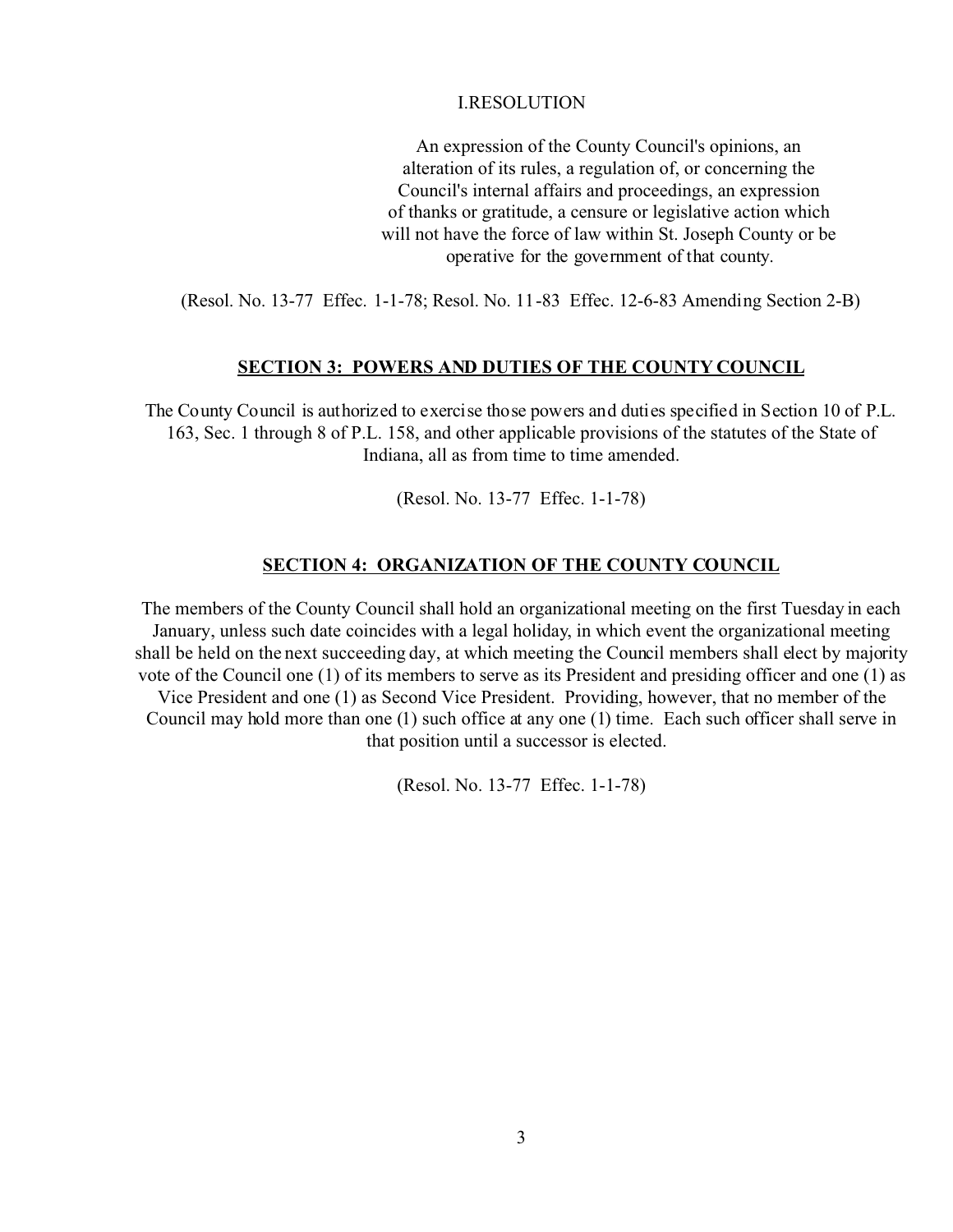I.RESOLUTION

An expression of the County Council's opinions, an alteration of its rules, a regulation of, or concerning the Council's internal affairs and proceedings, an expression of thanks or gratitude, a censure or legislative action which will not have the force of law within St. Joseph County or be operative for the government of that county.

(Resol. No. 13-77 Effec. 1-1-78; Resol. No. 11-83 Effec. 12-6-83 Amending Section 2-B)

## SECTION 3: POWERS AND DUTIES OF THE COUNTY COUNCIL

The County Council is authorized to exercise those powers and duties specified in Section 10 of P.L. 163, Sec. 1 through 8 of P.L. 158, and other applicable provisions of the statutes of the State of Indiana, all as from time to time amended.

(Resol. No. 13-77 Effec. 1-1-78)

## SECTION 4: ORGANIZATION OF THE COUNTY COUNCIL

The members of the County Council shall hold an organizational meeting on the first Tuesday in each January, unless such date coincides with a legal holiday, in which event the organizational meeting shall be held on the next succeeding day, at which meeting the Council members shall elect by majority vote of the Council one (1) of its members to serve as its President and presiding officer and one (1) as Vice President and one (1) as Second Vice President. Providing, however, that no member of the Council may hold more than one (1) such office at any one (1) time. Each such officer shall serve in that position until a successor is elected.

(Resol. No. 13-77 Effec. 1-1-78)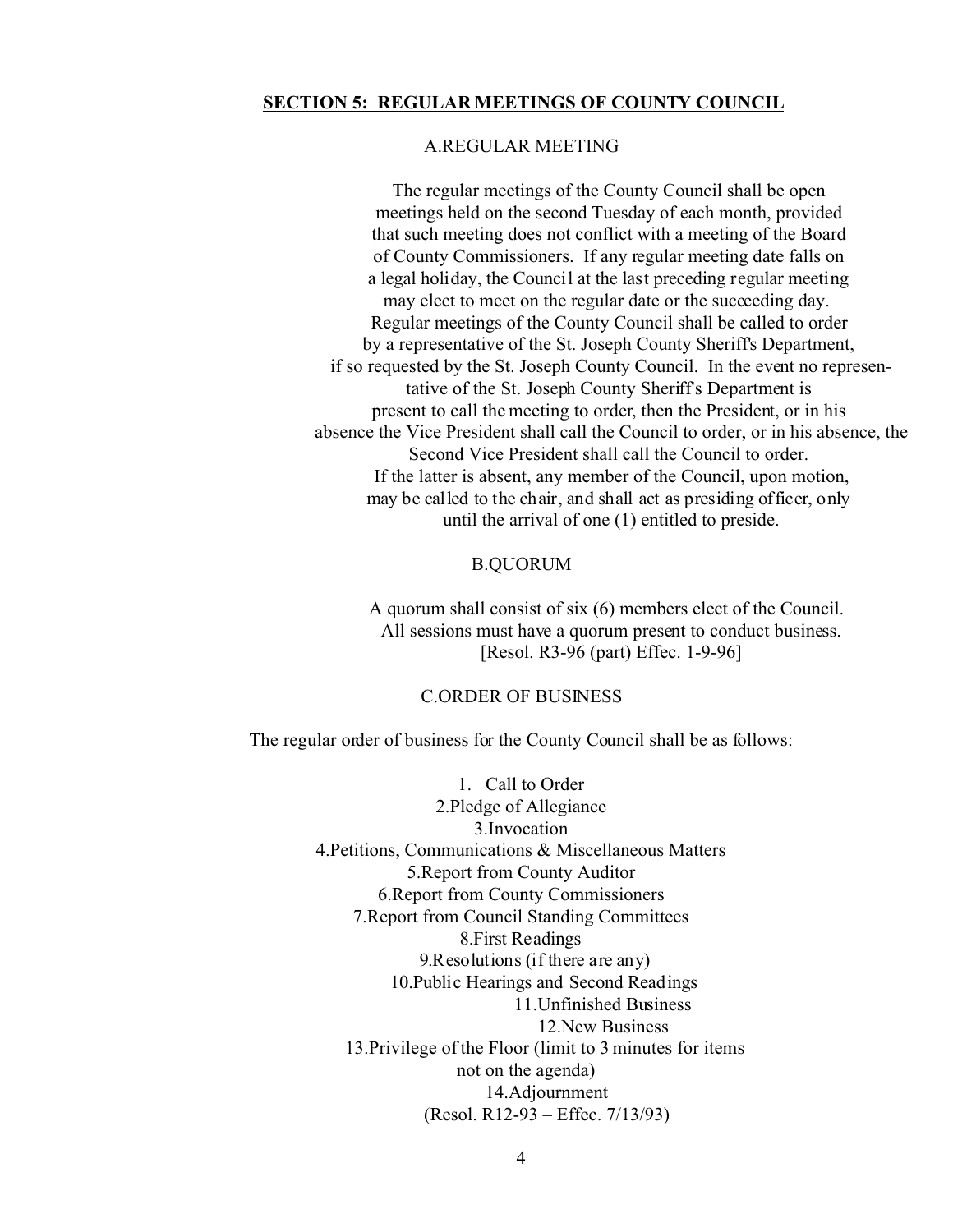## SECTION 5: REGULAR MEETINGS OF COUNTY COUNCIL

### A. REGULAR MEETING

The regular meetings of the County Council shall be open meetings held on the second Tuesday of each month, provided that such meeting does not conflict with a meeting of the Board of County Commissioners. If any regular meeting date falls on a legal holiday, the Council at the last preceding regular meeting may elect to meet on the regular date or the succeeding day. Regular meetings of the County Council shall be called to order by a representative of the St. Joseph County Sheriff's Department, if so requested by the St. Joseph County Council. In the event no representative of the St. Joseph County Sheriff's Department is present to call the meeting to order, then the President, or in his absence the Vice President shall call the Council to order, or in his absence, the Second Vice President shall call the Council to order. If the latter is absent, any member of the Council, upon motion, may be called to the chair, and shall act as presiding officer, only until the arrival of one (1) entitled to preside.

### B. QUORUM

A quorum shall consist of six (6) members elect of the Council. All sessions must have a quorum present to conduct business. [Resol. R3-96 (part) Effec. 1-9-96]

### C. ORDER OF BUSINESS

The regular order of business for the County Council shall be as follows:

1. Call to Order
2. Pledge of Allegiance
3. Invocation
4. Petitions, Communications & Miscellaneous Matters
5. Report from County Auditor
6. Report from County Commissioners
7. Report from Council Standing Committees
8. First Readings
9. Resolutions (if there are any)
10. Public Hearings and Second Readings
11. Unfinished Business
12. New Business
13. Privilege of the Floor (limit to 3 minutes for items not on the agenda)
14. Adjournment

(Resol. R12-93 – Effec. 7/13/93)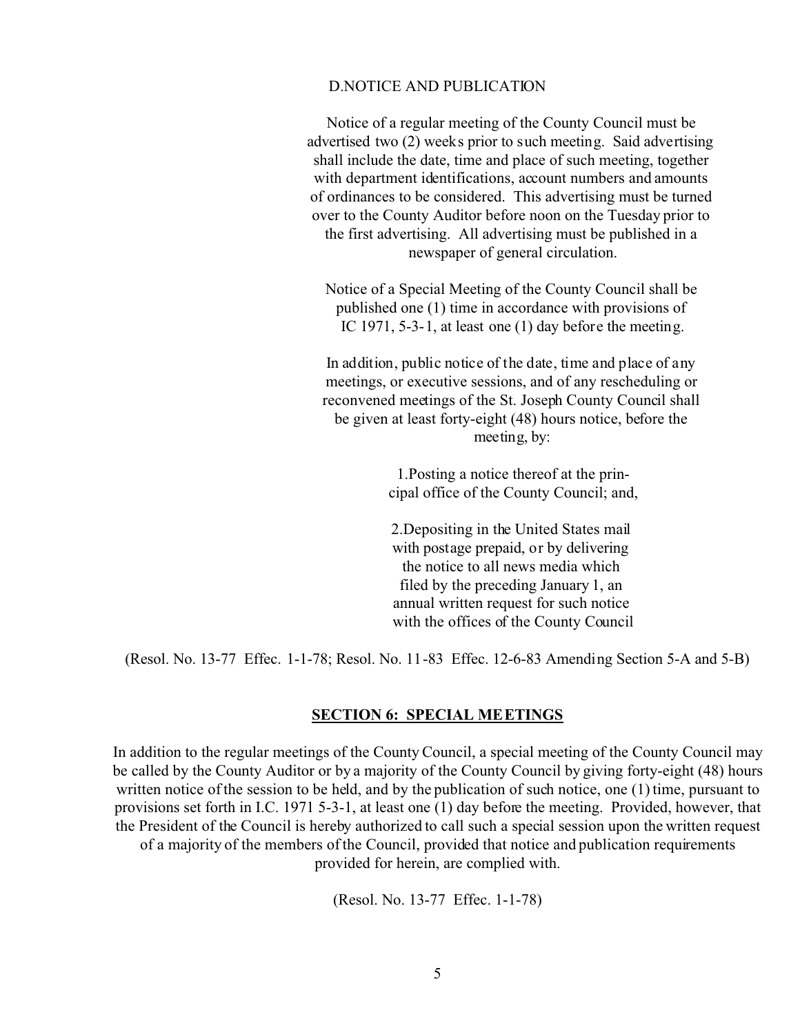D.NOTICE AND PUBLICATION

Notice of a regular meeting of the County Council must be advertised two (2) weeks prior to such meeting. Said advertising shall include the date, time and place of such meeting, together with department identifications, account numbers and amounts of ordinances to be considered. This advertising must be turned over to the County Auditor before noon on the Tuesday prior to the first advertising. All advertising must be published in a newspaper of general circulation.

Notice of a Special Meeting of the County Council shall be published one (1) time in accordance with provisions of IC 1971, 5-3-1, at least one (1) day before the meeting.

In addition, public notice of the date, time and place of any meetings, or executive sessions, and of any rescheduling or reconvened meetings of the St. Joseph County Council shall be given at least forty-eight (48) hours notice, before the meeting, by:

1. Posting a notice thereof at the principal office of the County Council; and,

2. Depositing in the United States mail with postage prepaid, or by delivering the notice to all news media which filed by the preceding January 1, an annual written request for such notice with the offices of the County Council

(Resol. No. 13-77 Effec. 1-1-78; Resol. No. 11-83 Effec. 12-6-83 Amending Section 5-A and 5-B)

## SECTION 6: SPECIAL MEETINGS

In addition to the regular meetings of the County Council, a special meeting of the County Council may be called by the County Auditor or by a majority of the County Council by giving forty-eight (48) hours written notice of the session to be held, and by the publication of such notice, one (1) time, pursuant to provisions set forth in I.C. 1971 5-3-1, at least one (1) day before the meeting. Provided, however, that the President of the Council is hereby authorized to call such a special session upon the written request of a majority of the members of the Council, provided that notice and publication requirements provided for herein, are complied with.

(Resol. No. 13-77 Effec. 1-1-78)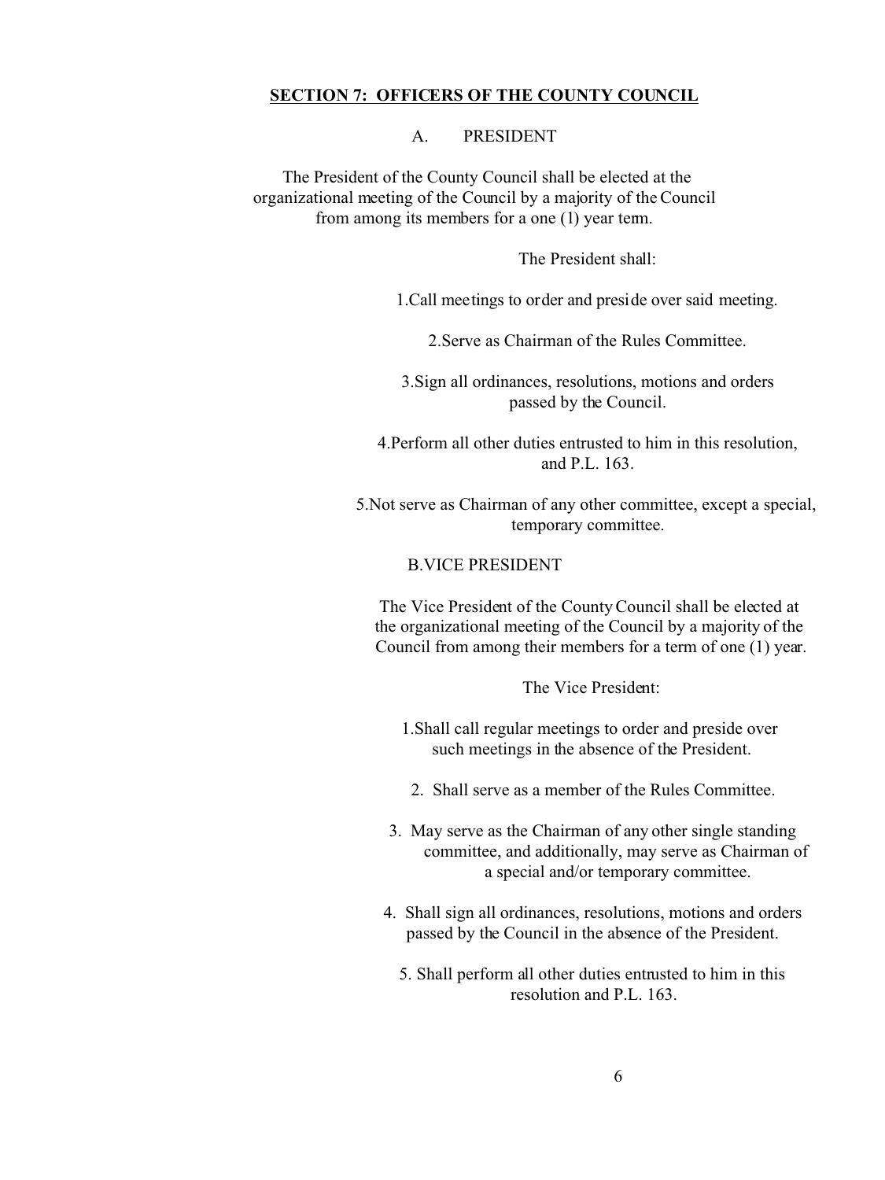## SECTION 7: OFFICERS OF THE COUNTY COUNCIL

### A. PRESIDENT

The President of the County Council shall be elected at the organizational meeting of the Council by a majority of the Council from among its members for a one (1) year term.

The President shall:

1. Call meetings to order and preside over said meeting.
2. Serve as Chairman of the Rules Committee.
3. Sign all ordinances, resolutions, motions and orders passed by the Council.
4. Perform all other duties entrusted to him in this resolution, and P.L. 163.
5. Not serve as Chairman of any other committee, except a special, temporary committee.

### B. VICE PRESIDENT

The Vice President of the County Council shall be elected at the organizational meeting of the Council by a majority of the Council from among their members for a term of one (1) year.

The Vice President:

1. Shall call regular meetings to order and preside over such meetings in the absence of the President.
2. Shall serve as a member of the Rules Committee.
3. May serve as the Chairman of any other single standing committee, and additionally, may serve as Chairman of a special and/or temporary committee.
4. Shall sign all ordinances, resolutions, motions and orders passed by the Council in the absence of the President.
5. Shall perform all other duties entrusted to him in this resolution and P.L. 163.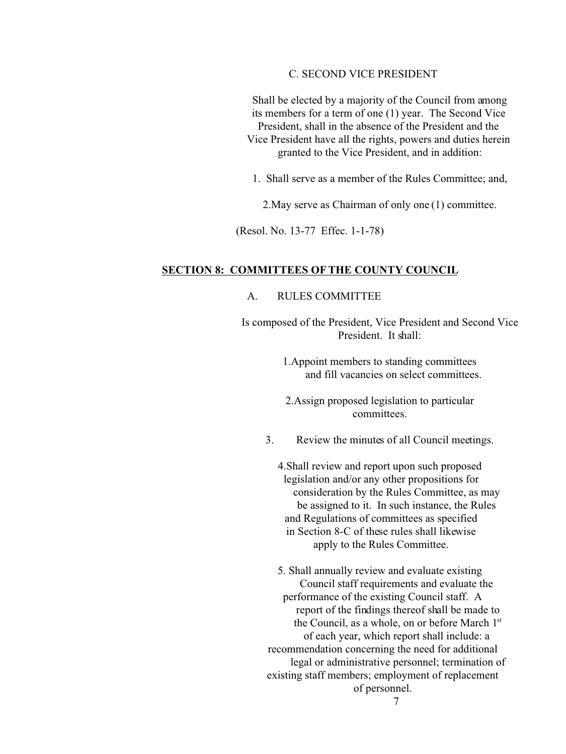C. SECOND VICE PRESIDENT

Shall be elected by a majority of the Council from among its members for a term of one (1) year. The Second Vice President, shall in the absence of the President and the Vice President have all the rights, powers and duties herein granted to the Vice President, and in addition:

1. Shall serve as a member of the Rules Committee; and,
2. May serve as Chairman of only one (1) committee.

(Resol. No. 13-77 Effec. 1-1-78)

## SECTION 8: COMMITTEES OF THE COUNTY COUNCIL

A. RULES COMMITTEE

Is composed of the President, Vice President and Second Vice President. It shall:

1. Appoint members to standing committees and fill vacancies on select committees.
2. Assign proposed legislation to particular committees.
3. Review the minutes of all Council meetings.
4. Shall review and report upon such proposed legislation and/or any other propositions for consideration by the Rules Committee, as may be assigned to it. In such instance, the Rules and Regulations of committees as specified in Section 8-C of these rules shall likewise apply to the Rules Committee.
5. Shall annually review and evaluate existing Council staff requirements and evaluate the performance of the existing Council staff. A report of the findings thereof shall be made to the Council, as a whole, on or before March 1st of each year, which report shall include: a recommendation concerning the need for additional legal or administrative personnel; termination of existing staff members; employment of replacement of personnel.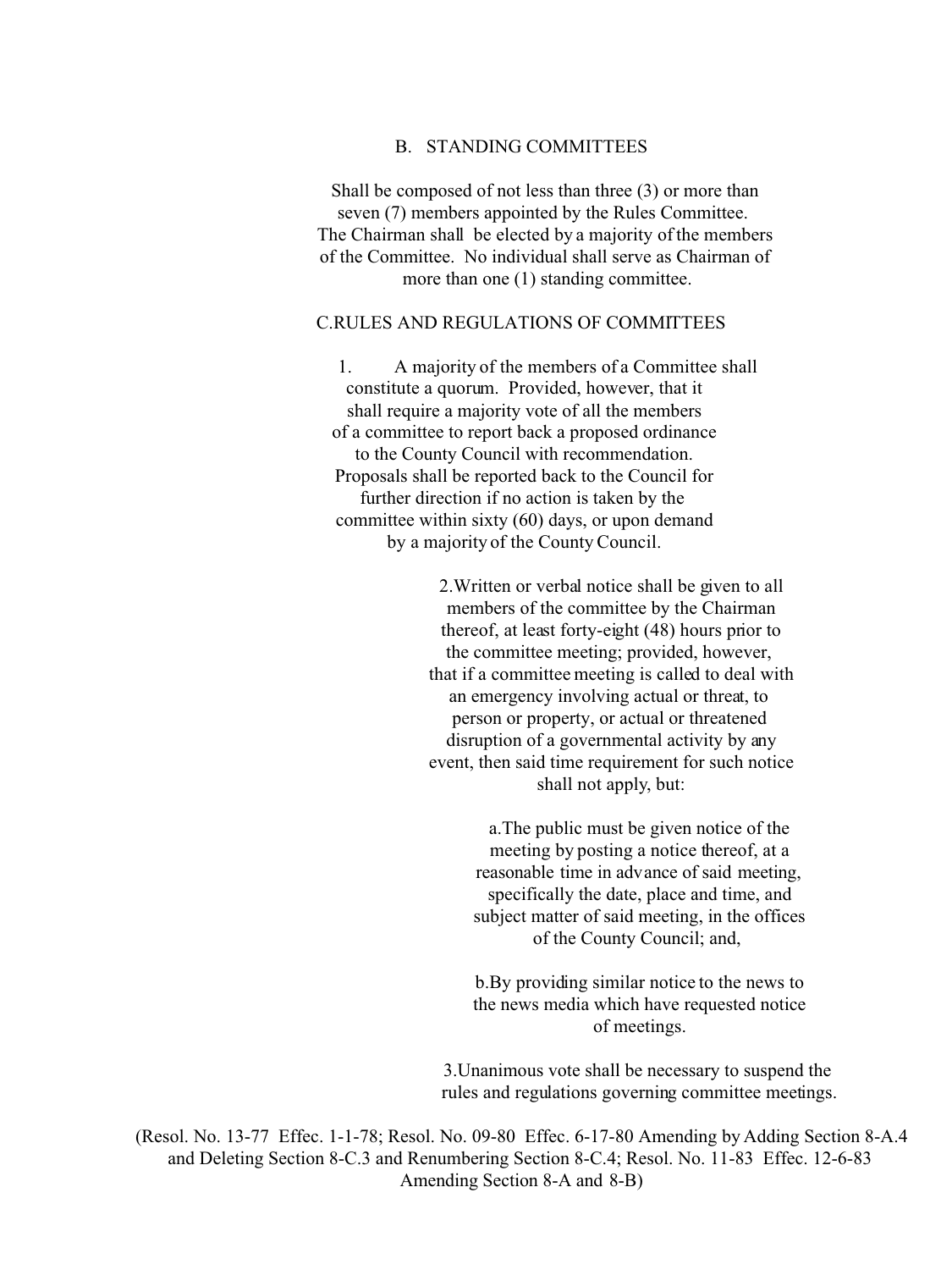## B. STANDING COMMITTEES

Shall be composed of not less than three (3) or more than seven (7) members appointed by the Rules Committee. The Chairman shall be elected by a majority of the members of the Committee. No individual shall serve as Chairman of more than one (1) standing committee.

## C.RULES AND REGULATIONS OF COMMITTEES

1. A majority of the members of a Committee shall constitute a quorum. Provided, however, that it shall require a majority vote of all the members of a committee to report back a proposed ordinance to the County Council with recommendation. Proposals shall be reported back to the Council for further direction if no action is taken by the committee within sixty (60) days, or upon demand by a majority of the County Council.

2. Written or verbal notice shall be given to all members of the committee by the Chairman thereof, at least forty-eight (48) hours prior to the committee meeting; provided, however, that if a committee meeting is called to deal with an emergency involving actual or threat, to person or property, or actual or threatened disruption of a governmental activity by any event, then said time requirement for such notice shall not apply, but:

   a. The public must be given notice of the meeting by posting a notice thereof, at a reasonable time in advance of said meeting, specifically the date, place and time, and subject matter of said meeting, in the offices of the County Council; and,

   b. By providing similar notice to the news to the news media which have requested notice of meetings.

3. Unanimous vote shall be necessary to suspend the rules and regulations governing committee meetings.

(Resol. No. 13-77 Effec. 1-1-78; Resol. No. 09-80 Effec. 6-17-80 Amending by Adding Section 8-A.4 and Deleting Section 8-C.3 and Renumbering Section 8-C.4; Resol. No. 11-83 Effec. 12-6-83 Amending Section 8-A and 8-B)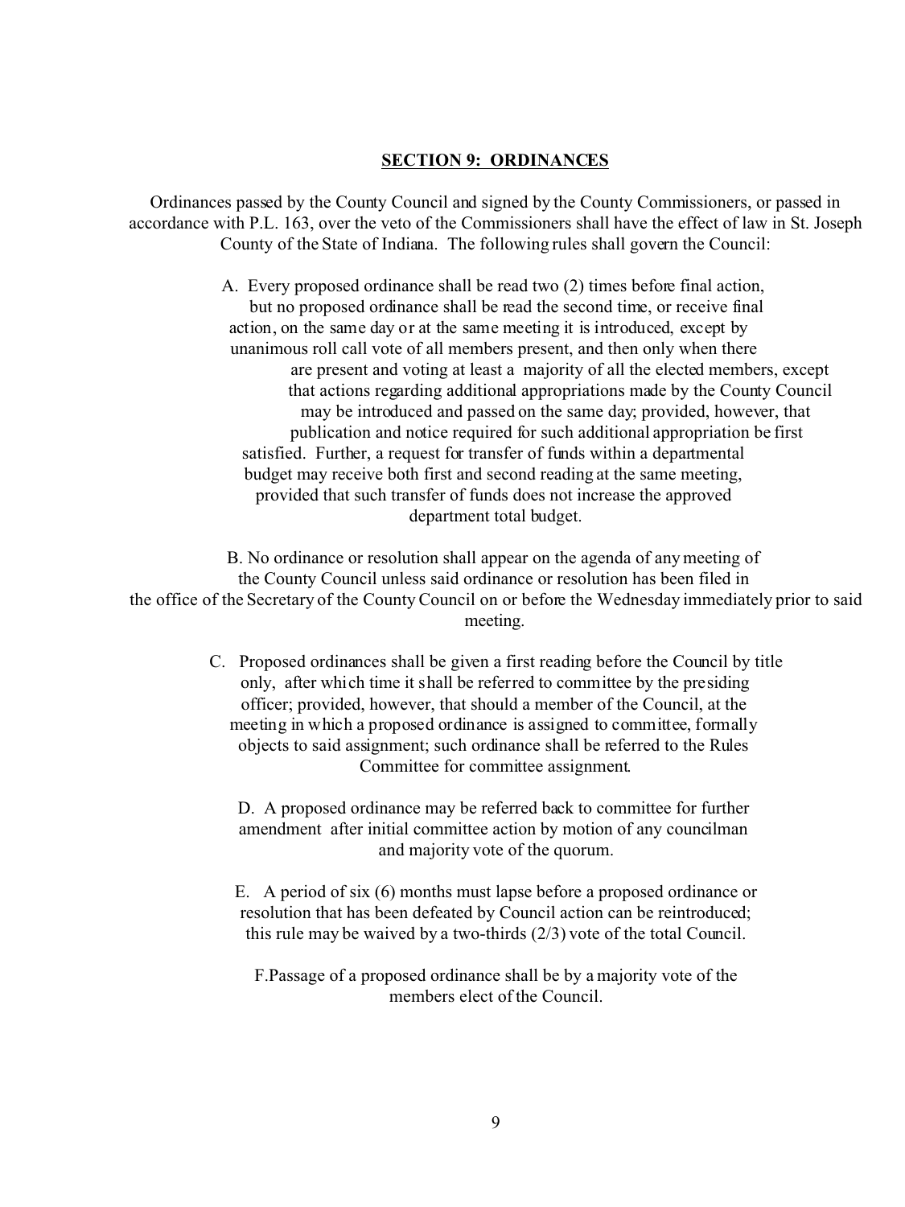## SECTION 9: ORDINANCES

Ordinances passed by the County Council and signed by the County Commissioners, or passed in accordance with P.L. 163, over the veto of the Commissioners shall have the effect of law in St. Joseph County of the State of Indiana. The following rules shall govern the Council:

A. Every proposed ordinance shall be read two (2) times before final action, but no proposed ordinance shall be read the second time, or receive final action, on the same day or at the same meeting it is introduced, except by unanimous roll call vote of all members present, and then only when there are present and voting at least a majority of all the elected members, except that actions regarding additional appropriations made by the County Council may be introduced and passed on the same day; provided, however, that publication and notice required for such additional appropriation be first satisfied. Further, a request for transfer of funds within a departmental budget may receive both first and second reading at the same meeting, provided that such transfer of funds does not increase the approved department total budget.

B. No ordinance or resolution shall appear on the agenda of any meeting of the County Council unless said ordinance or resolution has been filed in the office of the Secretary of the County Council on or before the Wednesday immediately prior to said meeting.

C. Proposed ordinances shall be given a first reading before the Council by title only, after which time it shall be referred to committee by the presiding officer; provided, however, that should a member of the Council, at the meeting in which a proposed ordinance is assigned to committee, formally objects to said assignment; such ordinance shall be referred to the Rules Committee for committee assignment.

D. A proposed ordinance may be referred back to committee for further amendment after initial committee action by motion of any councilman and majority vote of the quorum.

E. A period of six (6) months must lapse before a proposed ordinance or resolution that has been defeated by Council action can be reintroduced; this rule may be waived by a two-thirds (2/3) vote of the total Council.

F. Passage of a proposed ordinance shall be by a majority vote of the members elect of the Council.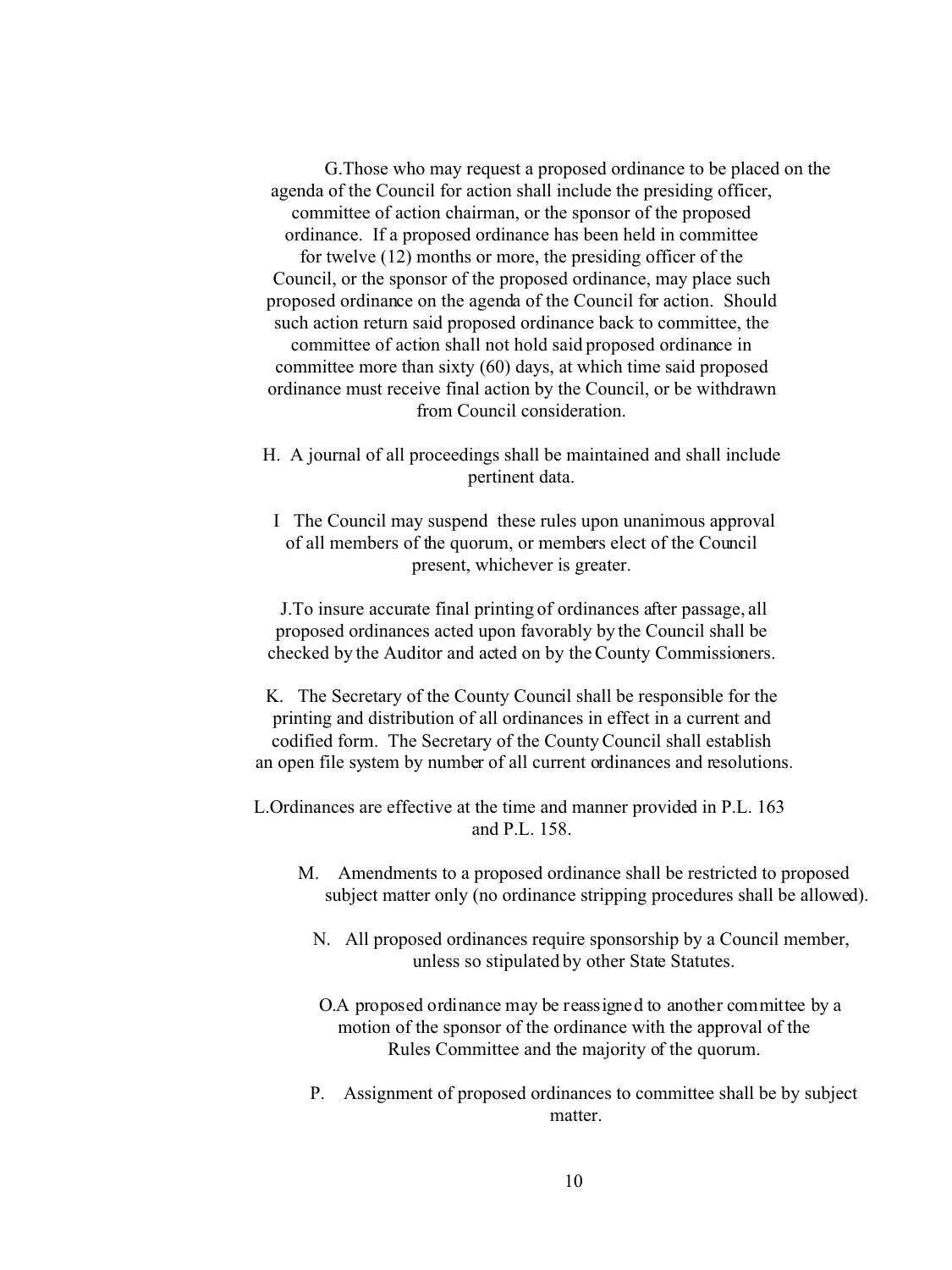G.Those who may request a proposed ordinance to be placed on the agenda of the Council for action shall include the presiding officer, committee of action chairman, or the sponsor of the proposed ordinance. If a proposed ordinance has been held in committee for twelve (12) months or more, the presiding officer of the Council, or the sponsor of the proposed ordinance, may place such proposed ordinance on the agenda of the Council for action. Should such action return said proposed ordinance back to committee, the committee of action shall not hold said proposed ordinance in committee more than sixty (60) days, at which time said proposed ordinance must receive final action by the Council, or be withdrawn from Council consideration.

H. A journal of all proceedings shall be maintained and shall include pertinent data.

I The Council may suspend these rules upon unanimous approval of all members of the quorum, or members elect of the Council present, whichever is greater.

J.To insure accurate final printing of ordinances after passage, all proposed ordinances acted upon favorably by the Council shall be checked by the Auditor and acted on by the County Commissioners.

K. The Secretary of the County Council shall be responsible for the printing and distribution of all ordinances in effect in a current and codified form. The Secretary of the County Council shall establish an open file system by number of all current ordinances and resolutions.

L.Ordinances are effective at the time and manner provided in P.L. 163 and P.L. 158.

M. Amendments to a proposed ordinance shall be restricted to proposed subject matter only (no ordinance stripping procedures shall be allowed).

N. All proposed ordinances require sponsorship by a Council member, unless so stipulated by other State Statutes.

O.A proposed ordinance may be reassigned to another committee by a motion of the sponsor of the ordinance with the approval of the Rules Committee and the majority of the quorum.

P. Assignment of proposed ordinances to committee shall be by subject matter.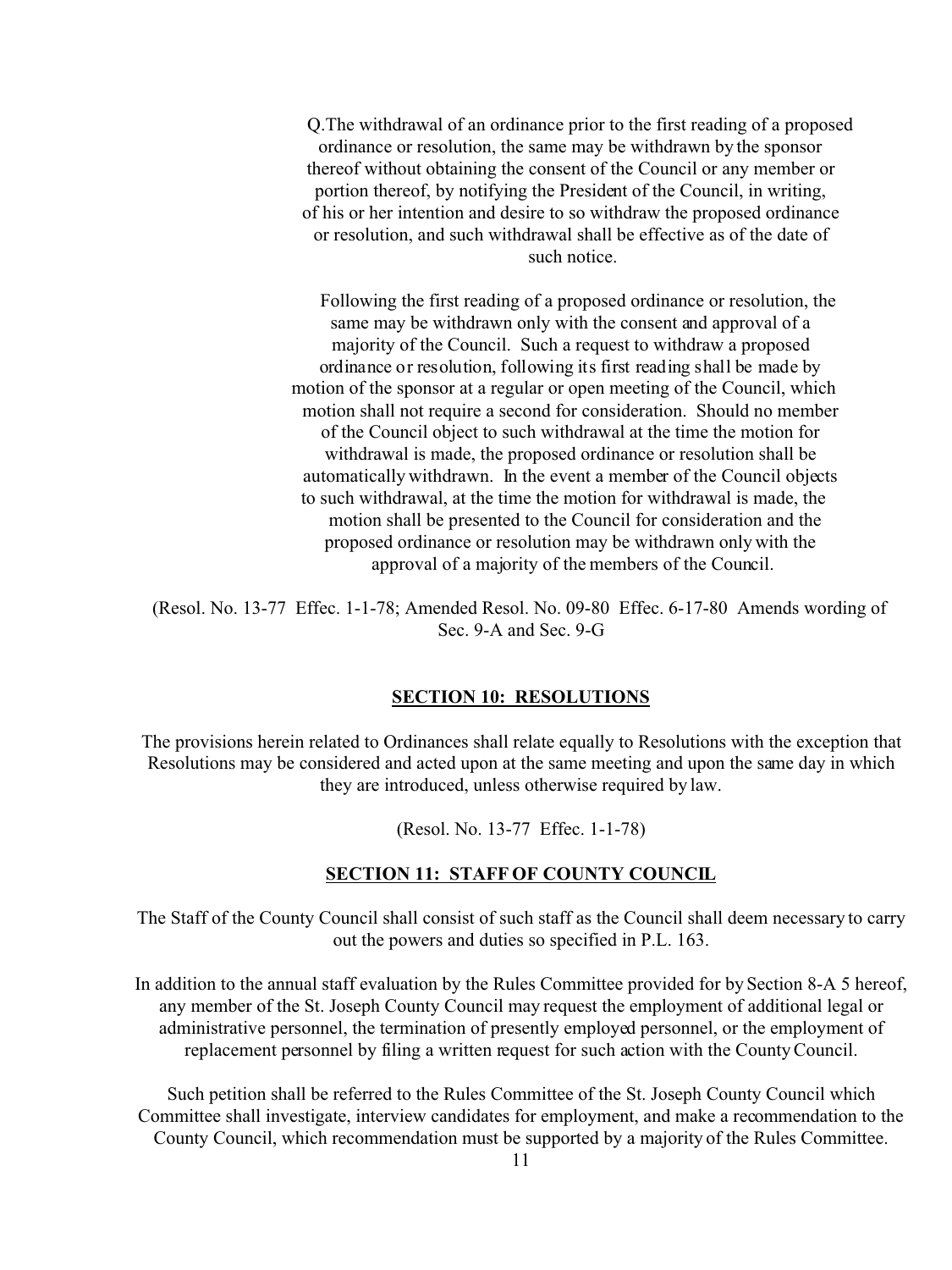Q.The withdrawal of an ordinance prior to the first reading of a proposed ordinance or resolution, the same may be withdrawn by the sponsor thereof without obtaining the consent of the Council or any member or portion thereof, by notifying the President of the Council, in writing, of his or her intention and desire to so withdraw the proposed ordinance or resolution, and such withdrawal shall be effective as of the date of such notice.

Following the first reading of a proposed ordinance or resolution, the same may be withdrawn only with the consent and approval of a majority of the Council. Such a request to withdraw a proposed ordinance or resolution, following its first reading shall be made by motion of the sponsor at a regular or open meeting of the Council, which motion shall not require a second for consideration. Should no member of the Council object to such withdrawal at the time the motion for withdrawal is made, the proposed ordinance or resolution shall be automatically withdrawn. In the event a member of the Council objects to such withdrawal, at the time the motion for withdrawal is made, the motion shall be presented to the Council for consideration and the proposed ordinance or resolution may be withdrawn only with the approval of a majority of the members of the Council.

(Resol. No. 13-77 Effec. 1-1-78; Amended Resol. No. 09-80 Effec. 6-17-80 Amends wording of Sec. 9-A and Sec. 9-G

## SECTION 10: RESOLUTIONS

The provisions herein related to Ordinances shall relate equally to Resolutions with the exception that Resolutions may be considered and acted upon at the same meeting and upon the same day in which they are introduced, unless otherwise required by law.

(Resol. No. 13-77 Effec. 1-1-78)

## SECTION 11: STAFF OF COUNTY COUNCIL

The Staff of the County Council shall consist of such staff as the Council shall deem necessary to carry out the powers and duties so specified in P.L. 163.

In addition to the annual staff evaluation by the Rules Committee provided for by Section 8-A 5 hereof, any member of the St. Joseph County Council may request the employment of additional legal or administrative personnel, the termination of presently employed personnel, or the employment of replacement personnel by filing a written request for such action with the County Council.

Such petition shall be referred to the Rules Committee of the St. Joseph County Council which Committee shall investigate, interview candidates for employment, and make a recommendation to the County Council, which recommendation must be supported by a majority of the Rules Committee.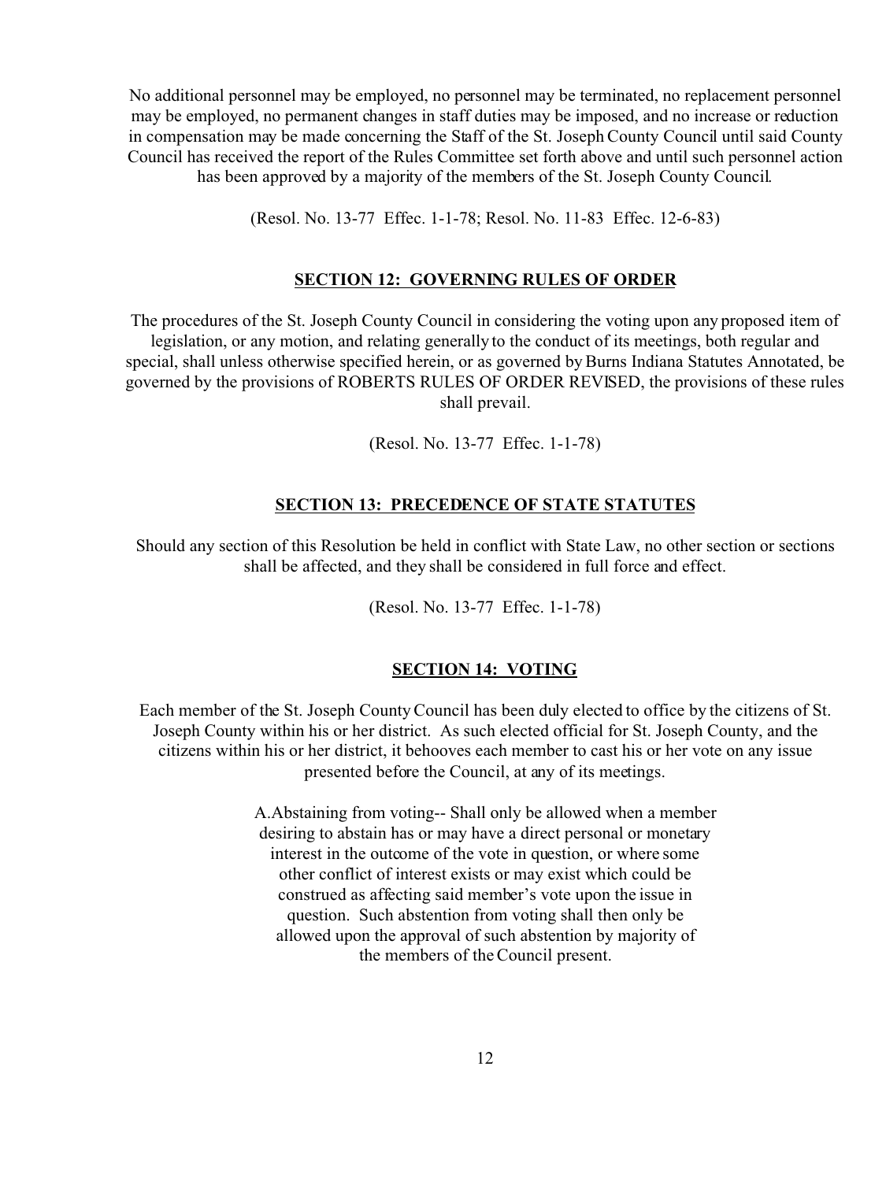No additional personnel may be employed, no personnel may be terminated, no replacement personnel may be employed, no permanent changes in staff duties may be imposed, and no increase or reduction in compensation may be made concerning the Staff of the St. Joseph County Council until said County Council has received the report of the Rules Committee set forth above and until such personnel action has been approved by a majority of the members of the St. Joseph County Council.

(Resol. No. 13-77 Effec. 1-1-78; Resol. No. 11-83 Effec. 12-6-83)

## SECTION 12: GOVERNING RULES OF ORDER

The procedures of the St. Joseph County Council in considering the voting upon any proposed item of legislation, or any motion, and relating generally to the conduct of its meetings, both regular and special, shall unless otherwise specified herein, or as governed by Burns Indiana Statutes Annotated, be governed by the provisions of ROBERTS RULES OF ORDER REVISED, the provisions of these rules shall prevail.

(Resol. No. 13-77 Effec. 1-1-78)

## SECTION 13: PRECEDENCE OF STATE STATUTES

Should any section of this Resolution be held in conflict with State Law, no other section or sections shall be affected, and they shall be considered in full force and effect.

(Resol. No. 13-77 Effec. 1-1-78)

## SECTION 14: VOTING

Each member of the St. Joseph County Council has been duly elected to office by the citizens of St. Joseph County within his or her district. As such elected official for St. Joseph County, and the citizens within his or her district, it behooves each member to cast his or her vote on any issue presented before the Council, at any of its meetings.

A. Abstaining from voting-- Shall only be allowed when a member desiring to abstain has or may have a direct personal or monetary interest in the outcome of the vote in question, or where some other conflict of interest exists or may exist which could be construed as affecting said member's vote upon the issue in question. Such abstention from voting shall then only be allowed upon the approval of such abstention by majority of the members of the Council present.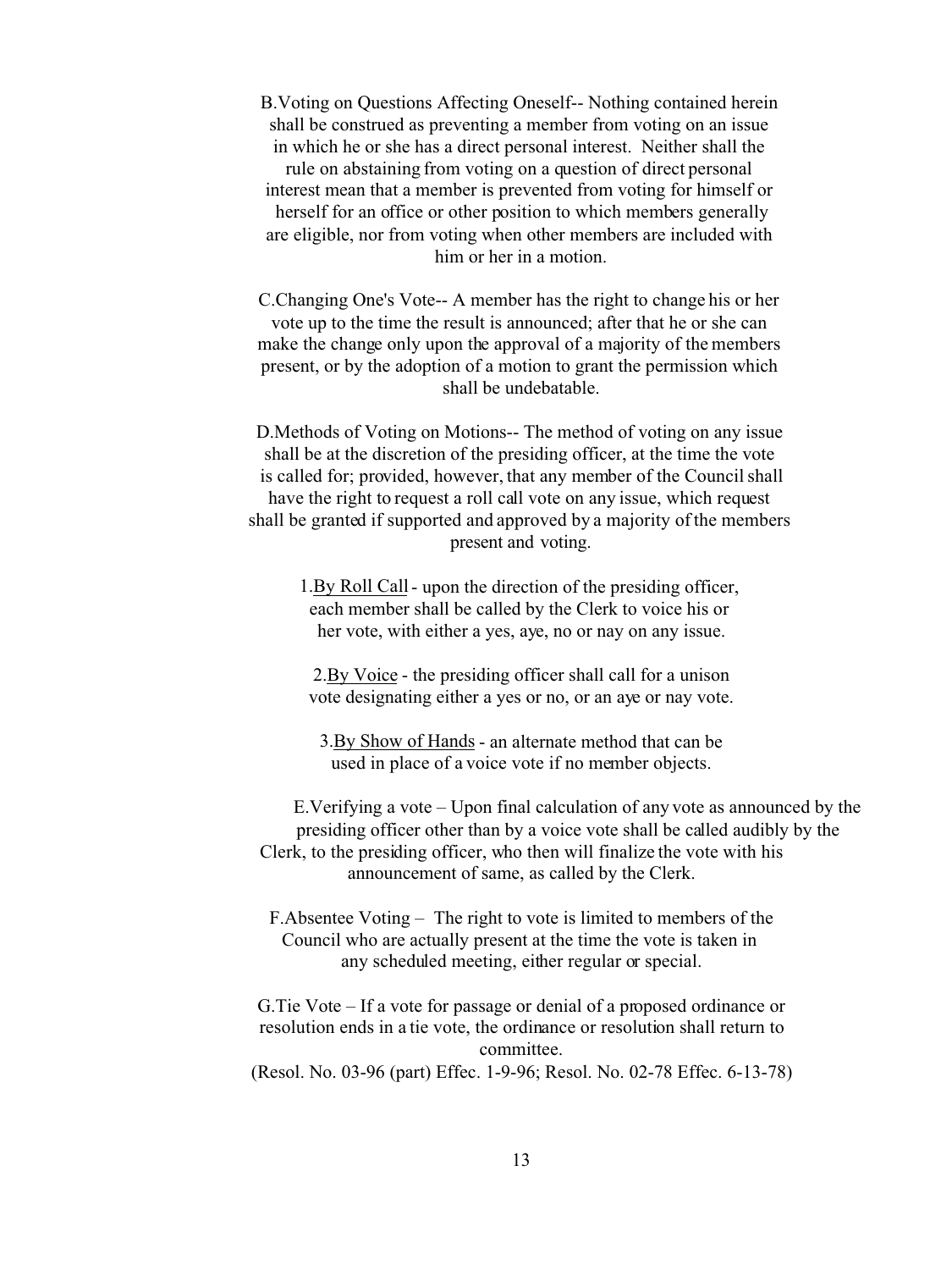B.Voting on Questions Affecting Oneself-- Nothing contained herein shall be construed as preventing a member from voting on an issue in which he or she has a direct personal interest. Neither shall the rule on abstaining from voting on a question of direct personal interest mean that a member is prevented from voting for himself or herself for an office or other position to which members generally are eligible, nor from voting when other members are included with him or her in a motion.

C.Changing One's Vote-- A member has the right to change his or her vote up to the time the result is announced; after that he or she can make the change only upon the approval of a majority of the members present, or by the adoption of a motion to grant the permission which shall be undebatable.

D.Methods of Voting on Motions-- The method of voting on any issue shall be at the discretion of the presiding officer, at the time the vote is called for; provided, however, that any member of the Council shall have the right to request a roll call vote on any issue, which request shall be granted if supported and approved by a majority of the members present and voting.

1.<u>By Roll Call</u> - upon the direction of the presiding officer, each member shall be called by the Clerk to voice his or her vote, with either a yes, aye, no or nay on any issue.

2.<u>By Voice</u> - the presiding officer shall call for a unison vote designating either a yes or no, or an aye or nay vote.

3.<u>By Show of Hands</u> - an alternate method that can be used in place of a voice vote if no member objects.

E.Verifying a vote – Upon final calculation of any vote as announced by the presiding officer other than by a voice vote shall be called audibly by the Clerk, to the presiding officer, who then will finalize the vote with his announcement of same, as called by the Clerk.

F.Absentee Voting – The right to vote is limited to members of the Council who are actually present at the time the vote is taken in any scheduled meeting, either regular or special.

G.Tie Vote – If a vote for passage or denial of a proposed ordinance or resolution ends in a tie vote, the ordinance or resolution shall return to committee.
(Resol. No. 03-96 (part) Effec. 1-9-96; Resol. No. 02-78 Effec. 6-13-78)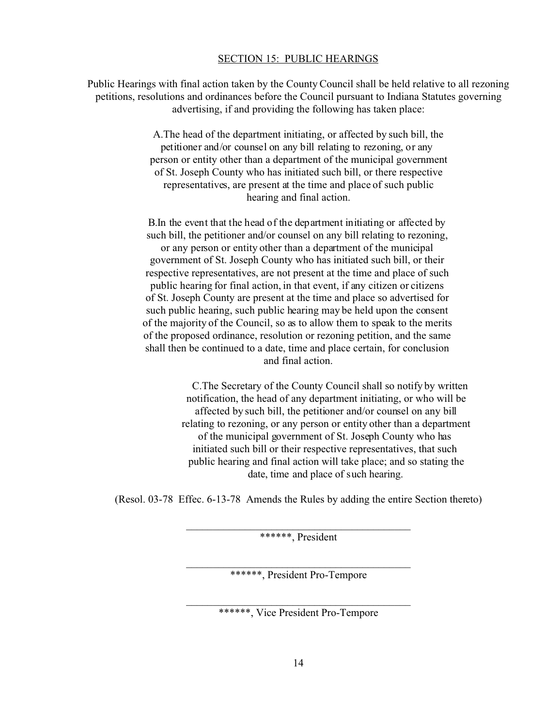## SECTION 15: PUBLIC HEARINGS

Public Hearings with final action taken by the County Council shall be held relative to all rezoning petitions, resolutions and ordinances before the Council pursuant to Indiana Statutes governing advertising, if and providing the following has taken place:

A. The head of the department initiating, or affected by such bill, the petitioner and/or counsel on any bill relating to rezoning, or any person or entity other than a department of the municipal government of St. Joseph County who has initiated such bill, or there respective representatives, are present at the time and place of such public hearing and final action.

B. In the event that the head of the department initiating or affected by such bill, the petitioner and/or counsel on any bill relating to rezoning, or any person or entity other than a department of the municipal government of St. Joseph County who has initiated such bill, or their respective representatives, are not present at the time and place of such public hearing for final action, in that event, if any citizen or citizens of St. Joseph County are present at the time and place so advertised for such public hearing, such public hearing may be held upon the consent of the majority of the Council, so as to allow them to speak to the merits of the proposed ordinance, resolution or rezoning petition, and the same shall then be continued to a date, time and place certain, for conclusion and final action.

C. The Secretary of the County Council shall so notify by written notification, the head of any department initiating, or who will be affected by such bill, the petitioner and/or counsel on any bill relating to rezoning, or any person or entity other than a department of the municipal government of St. Joseph County who has initiated such bill or their respective representatives, that such public hearing and final action will take place; and so stating the date, time and place of such hearing.

(Resol. 03-78 Effec. 6-13-78 Amends the Rules by adding the entire Section thereto)

\_\_\_\_\_\_\_\_\_\_\_\_\_\_\_\_\_\_\_\_\_\_\_\_\_\_\_\_\_\_\_\_\_\_\_\_\_\_\_\_\_\_\_\_

******, President

\_\_\_\_\_\_\_\_\_\_\_\_\_\_\_\_\_\_\_\_\_\_\_\_\_\_\_\_\_\_\_\_\_\_\_\_\_\_\_\_\_\_\_\_

******, President Pro-Tempore

\_\_\_\_\_\_\_\_\_\_\_\_\_\_\_\_\_\_\_\_\_\_\_\_\_\_\_\_\_\_\_\_\_\_\_\_\_\_\_\_\_\_\_\_

******, Vice President Pro-Tempore